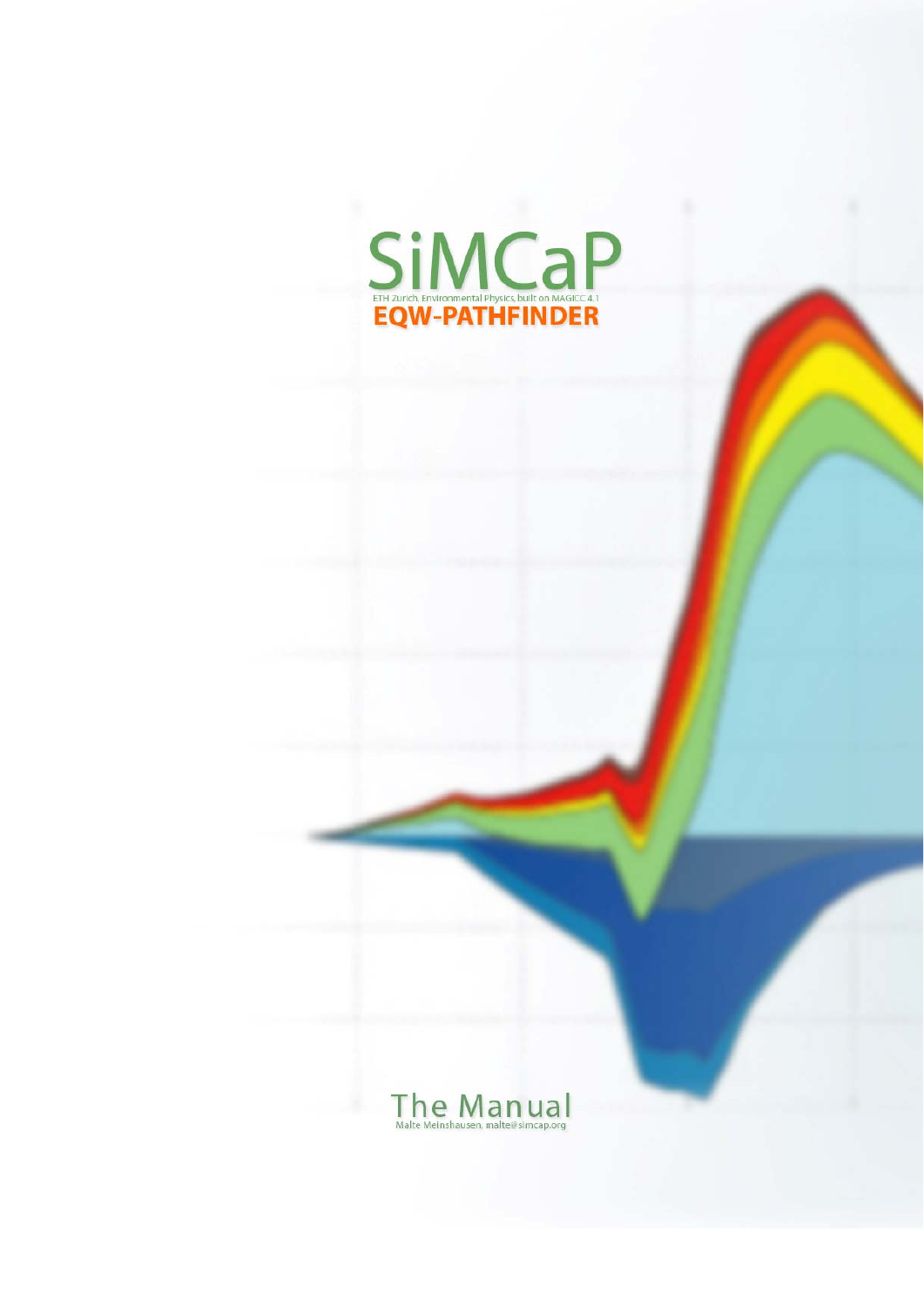# SiMCaP

ETH Zurich, Environmental Physics, built on MAGICC 4.1

## EQW-PATHFINDER

## The Manual

Malte Meinshausen, malte@simcap.org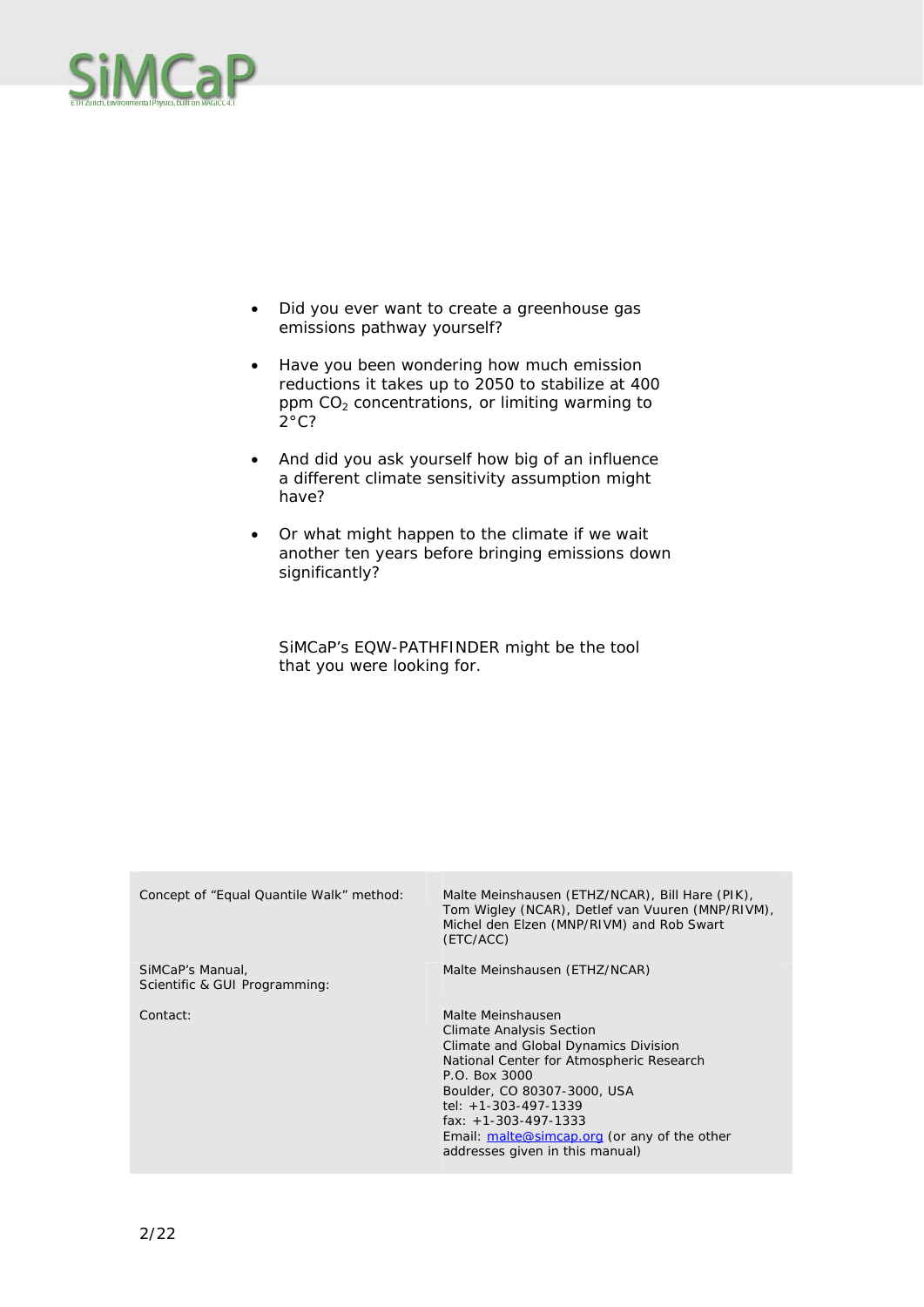- Did you ever want to create a greenhouse gas emissions pathway yourself?

- Have you been wondering how much emission reductions it takes up to 2050 to stabilize at 400 ppm $CO_2$ concentrations, or limiting warming to 2°C?

- And did you ask yourself how big of an influence a different climate sensitivity assumption might have?

- Or what might happen to the climate if we wait another ten years before bringing emissions down significantly?

SiMCaP's EQW-PATHFINDER might be the tool that you were looking for.

| | |
|---|---|
| Concept of "Equal Quantile Walk" method: | Malte Meinshausen (ETHZ/NCAR), Bill Hare (PIK), Tom Wigley (NCAR), Detlef van Vuuren (MNP/RIVM), Michel den Elzen (MNP/RIVM) and Rob Swart (ETC/ACC) |
| SiMCaP's Manual, Scientific & GUI Programming: | Malte Meinshausen (ETHZ/NCAR) |
| Contact: | Malte Meinshausen<br>Climate Analysis Section<br>Climate and Global Dynamics Division<br>National Center for Atmospheric Research<br>P.O. Box 3000<br>Boulder, CO 80307-3000, USA<br>tel: +1-303-497-1339<br>fax: +1-303-497-1333<br>Email: malte@simcap.org (or any of the other addresses given in this manual) |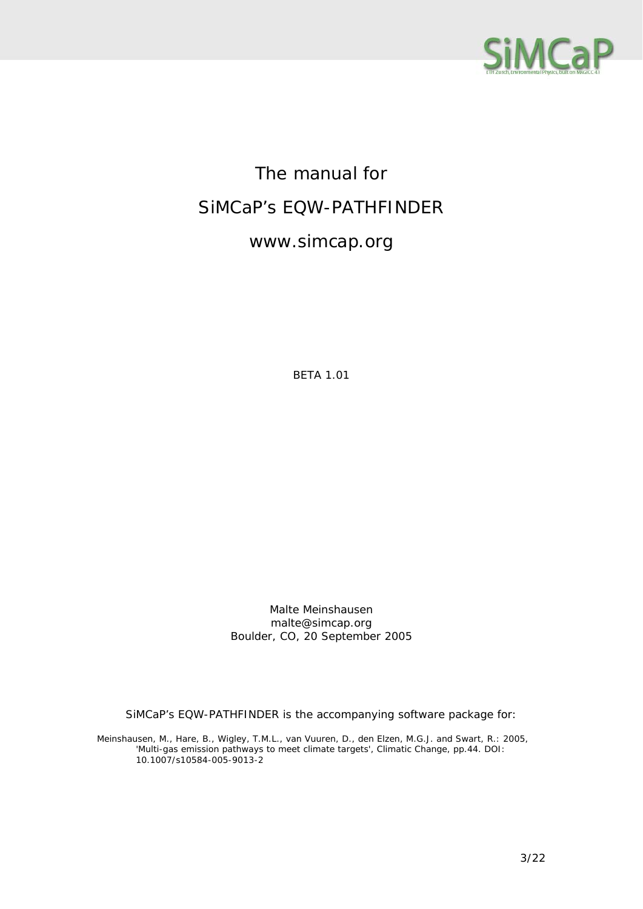# The manual for

# SiMCaP's EQW-PATHFINDER

# www.simcap.org

BETA 1.01

Malte Meinshausen
malte@simcap.org
Boulder, CO, 20 September 2005

SiMCaP's EQW-PATHFINDER is the accompanying software package for:

Meinshausen, M., Hare, B., Wigley, T.M.L., van Vuuren, D., den Elzen, M.G.J. and Swart, R.: 2005, 'Multi-gas emission pathways to meet climate targets', Climatic Change, pp.44. DOI: 10.1007/s10584-005-9013-2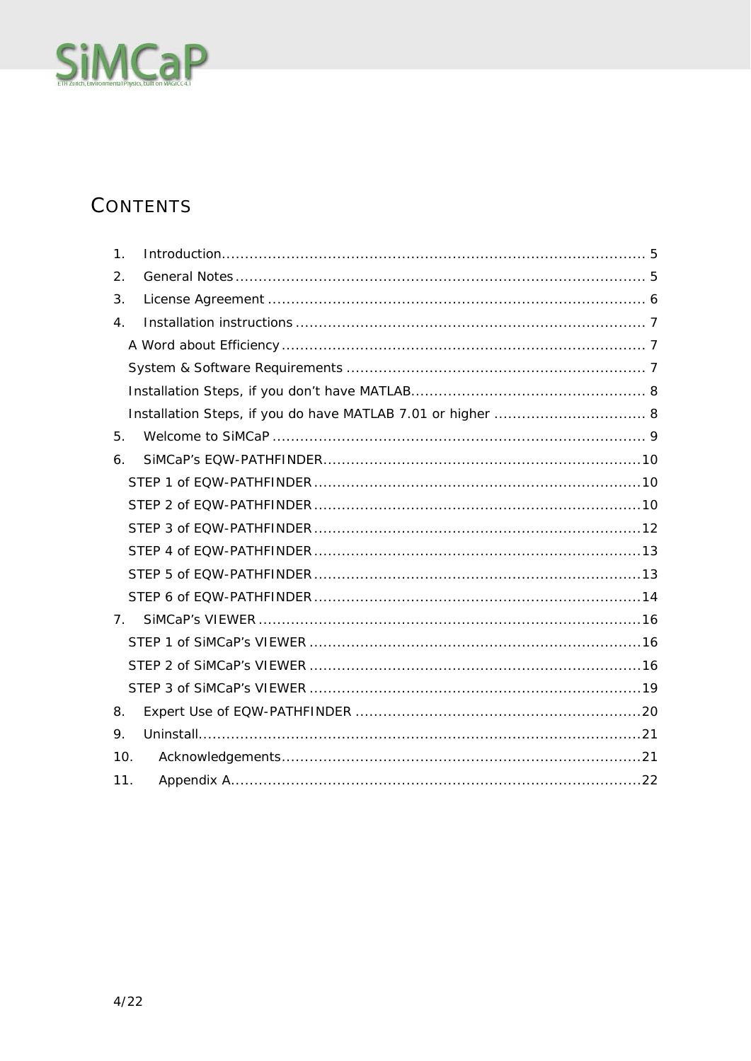# CONTENTS

1. Introduction............................................................................................ 5
2. General Notes ......................................................................................... 5
3. License Agreement ................................................................................. 6
4. Installation instructions ........................................................................... 7
   - A Word about Efficiency .............................................................................. 7
   - System & Software Requirements ................................................................ 7
   - Installation Steps, if you don't have MATLAB.................................................. 8
   - Installation Steps, if you do have MATLAB 7.01 or higher ................................ 8
5. Welcome to SiMCaP ................................................................................. 9
6. SiMCaP's EQW-PATHFINDER....................................................................10
   - STEP 1 of EQW-PATHFINDER......................................................................10
   - STEP 2 of EQW-PATHFINDER......................................................................10
   - STEP 3 of EQW-PATHFINDER......................................................................12
   - STEP 4 of EQW-PATHFINDER......................................................................13
   - STEP 5 of EQW-PATHFINDER......................................................................13
   - STEP 6 of EQW-PATHFINDER......................................................................14
7. SiMCaP's VIEWER ..................................................................................16
   - STEP 1 of SiMCaP's VIEWER .......................................................................16
   - STEP 2 of SiMCaP's VIEWER .......................................................................16
   - STEP 3 of SiMCaP's VIEWER .......................................................................19
8. Expert Use of EQW-PATHFINDER .............................................................20
9. Uninstall...............................................................................................21
10. Acknowledgements.............................................................................21
11. Appendix A........................................................................................22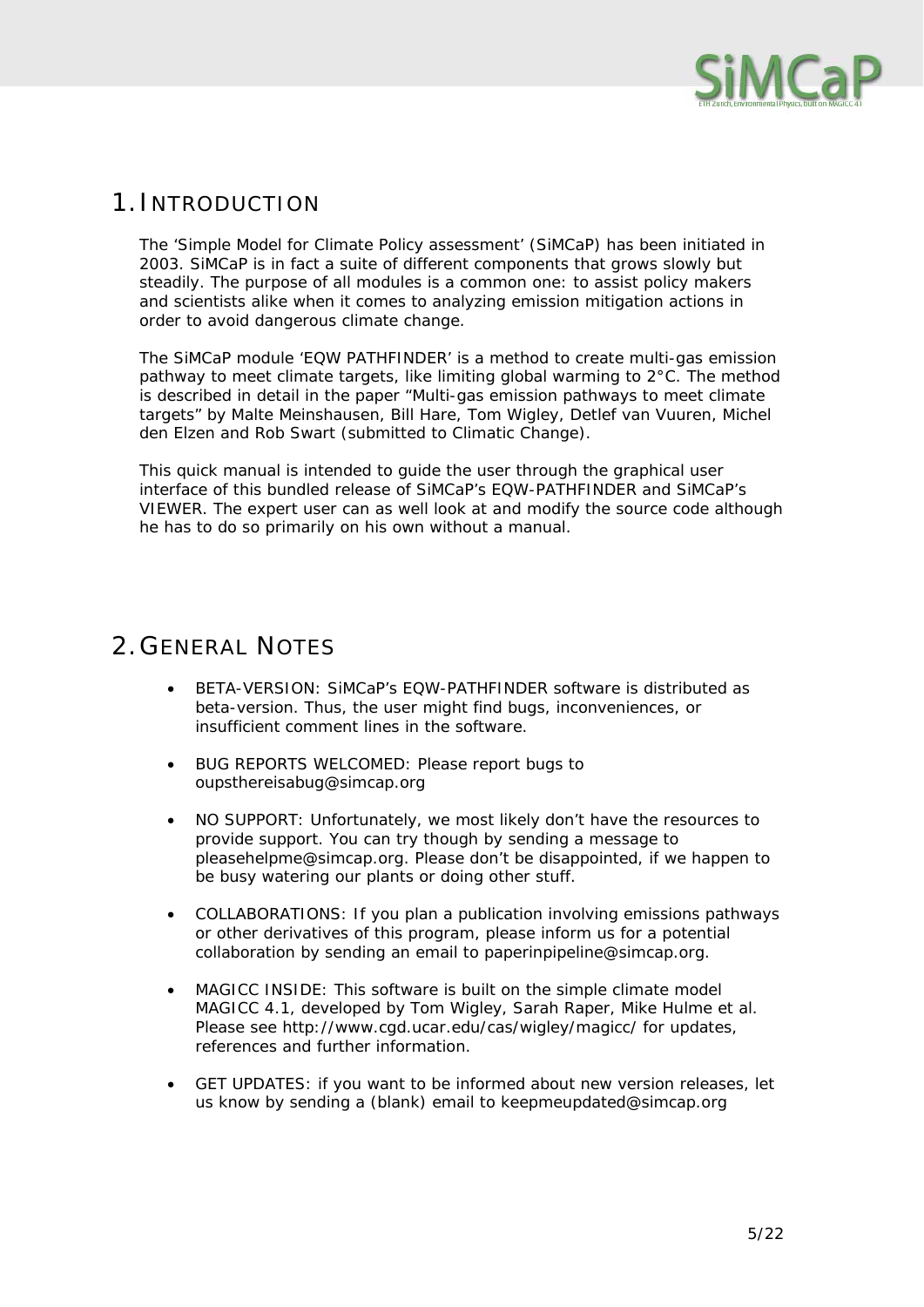# 1. INTRODUCTION

The 'Simple Model for Climate Policy assessment' (SiMCaP) has been initiated in 2003. SiMCaP is in fact a suite of different components that grows slowly but steadily. The purpose of all modules is a common one: to assist policy makers and scientists alike when it comes to analyzing emission mitigation actions in order to avoid dangerous climate change.

The SiMCaP module 'EQW PATHFINDER' is a method to create multi-gas emission pathway to meet climate targets, like limiting global warming to 2°C. The method is described in detail in the paper "Multi-gas emission pathways to meet climate targets" by Malte Meinshausen, Bill Hare, Tom Wigley, Detlef van Vuuren, Michel den Elzen and Rob Swart (submitted to Climatic Change).

This quick manual is intended to guide the user through the graphical user interface of this bundled release of SiMCaP's EQW-PATHFINDER and SiMCaP's VIEWER. The expert user can as well look at and modify the source code although he has to do so primarily on his own without a manual.

# 2. GENERAL NOTES

- BETA-VERSION: SiMCaP's EQW-PATHFINDER software is distributed as beta-version. Thus, the user might find bugs, inconveniences, or insufficient comment lines in the software.
- BUG REPORTS WELCOMED: Please report bugs to oupsthereisabug@simcap.org
- NO SUPPORT: Unfortunately, we most likely don't have the resources to provide support. You can try though by sending a message to pleasehelpme@simcap.org. Please don't be disappointed, if we happen to be busy watering our plants or doing other stuff.
- COLLABORATIONS: If you plan a publication involving emissions pathways or other derivatives of this program, please inform us for a potential collaboration by sending an email to paperinpipeline@simcap.org.
- MAGICC INSIDE: This software is built on the simple climate model MAGICC 4.1, developed by Tom Wigley, Sarah Raper, Mike Hulme et al. Please see http://www.cgd.ucar.edu/cas/wigley/magicc/ for updates, references and further information.
- GET UPDATES: if you want to be informed about new version releases, let us know by sending a (blank) email to keepmeupdated@simcap.org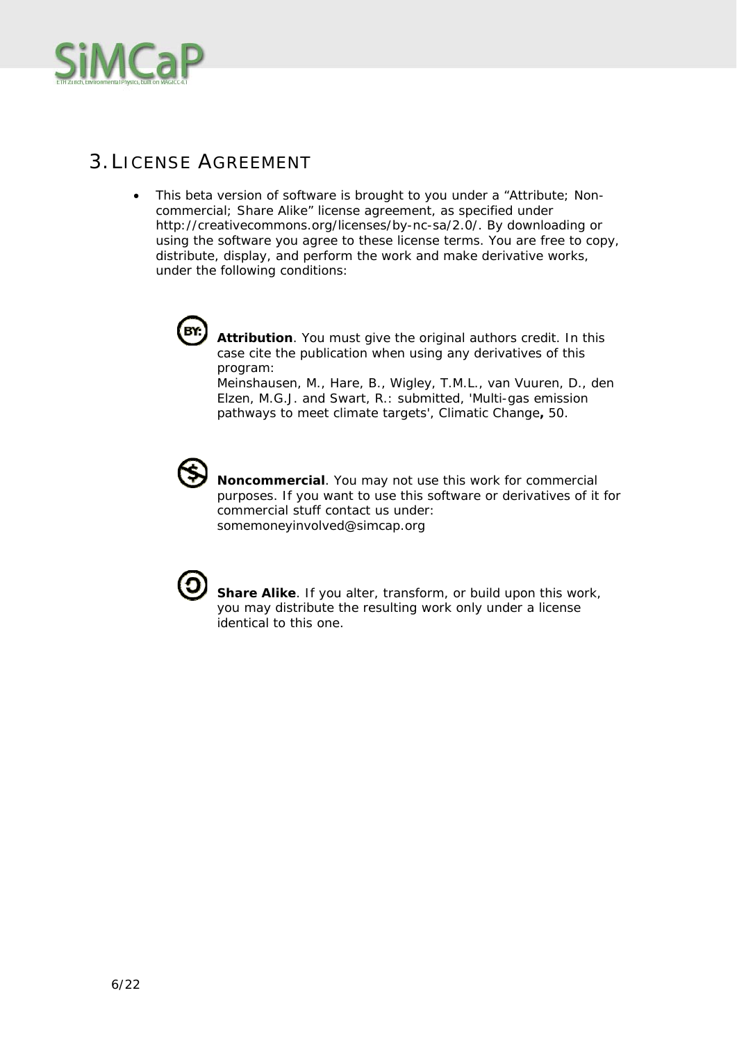# 3. License Agreement

- This beta version of software is brought to you under a "Attribute; Non-commercial; Share Alike" license agreement, as specified under http://creativecommons.org/licenses/by-nc-sa/2.0/. By downloading or using the software you agree to these license terms. You are free to copy, distribute, display, and perform the work and make derivative works, under the following conditions:

  **Attribution**. You must give the original authors credit. In this case cite the publication when using any derivatives of this program:
  Meinshausen, M., Hare, B., Wigley, T.M.L., van Vuuren, D., den Elzen, M.G.J. and Swart, R.: submitted, 'Multi-gas emission pathways to meet climate targets', Climatic Change**,** 50.

  **Noncommercial**. You may not use this work for commercial purposes. If you want to use this software or derivatives of it for commercial stuff contact us under: somemoneyinvolved@simcap.org

  **Share Alike**. If you alter, transform, or build upon this work, you may distribute the resulting work only under a license identical to this one.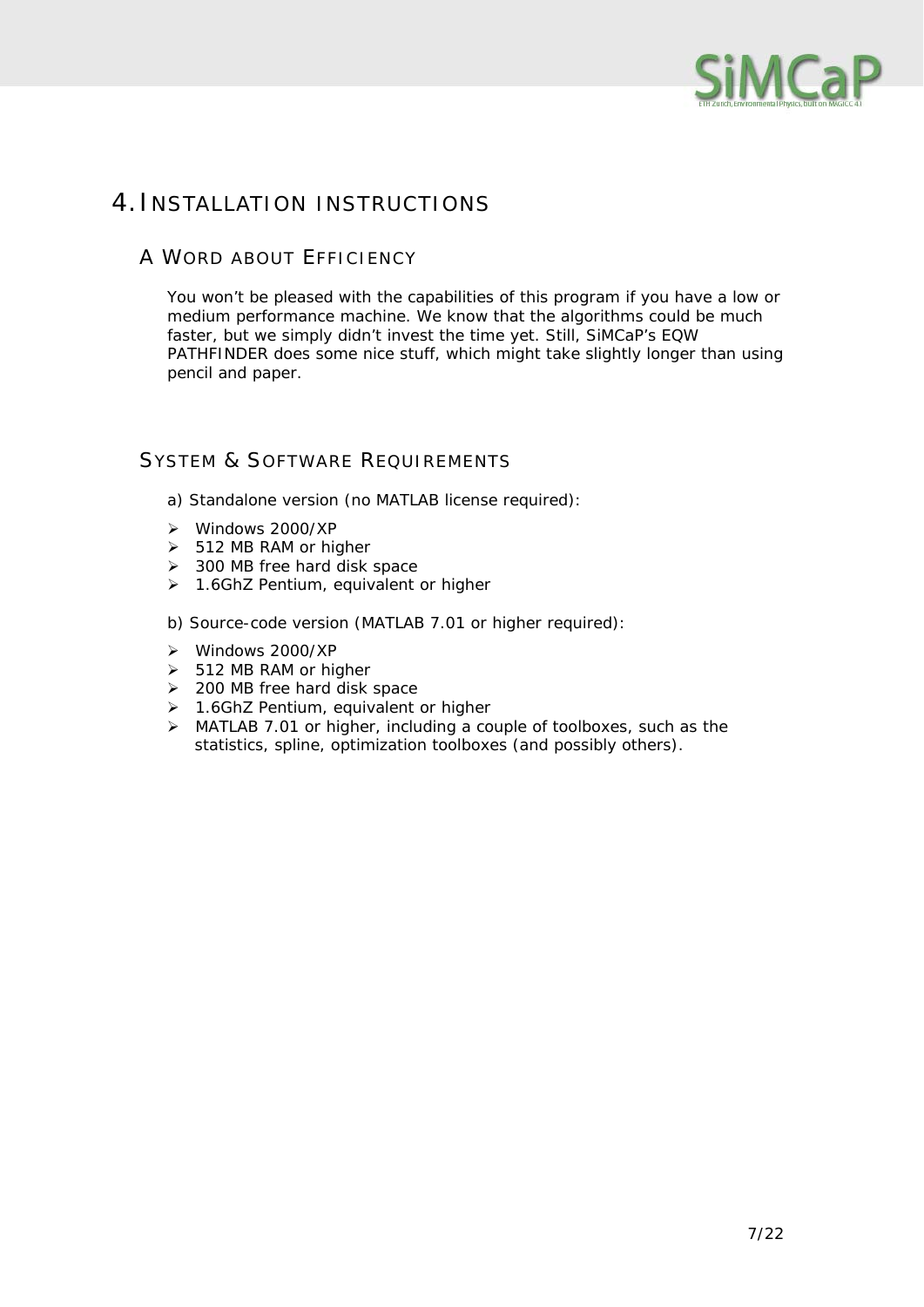# 4. Installation Instructions

## A Word about Efficiency

You won't be pleased with the capabilities of this program if you have a low or medium performance machine. We know that the algorithms could be much faster, but we simply didn't invest the time yet. Still, SiMCaP's EQW PATHFINDER does some nice stuff, which might take slightly longer than using pencil and paper.

## System & Software Requirements

a) Standalone version (no MATLAB license required):

- Windows 2000/XP
- 512 MB RAM or higher
- 300 MB free hard disk space
- 1.6GhZ Pentium, equivalent or higher

b) Source-code version (MATLAB 7.01 or higher required):

- Windows 2000/XP
- 512 MB RAM or higher
- 200 MB free hard disk space
- 1.6GhZ Pentium, equivalent or higher
- MATLAB 7.01 or higher, including a couple of toolboxes, such as the statistics, spline, optimization toolboxes (and possibly others).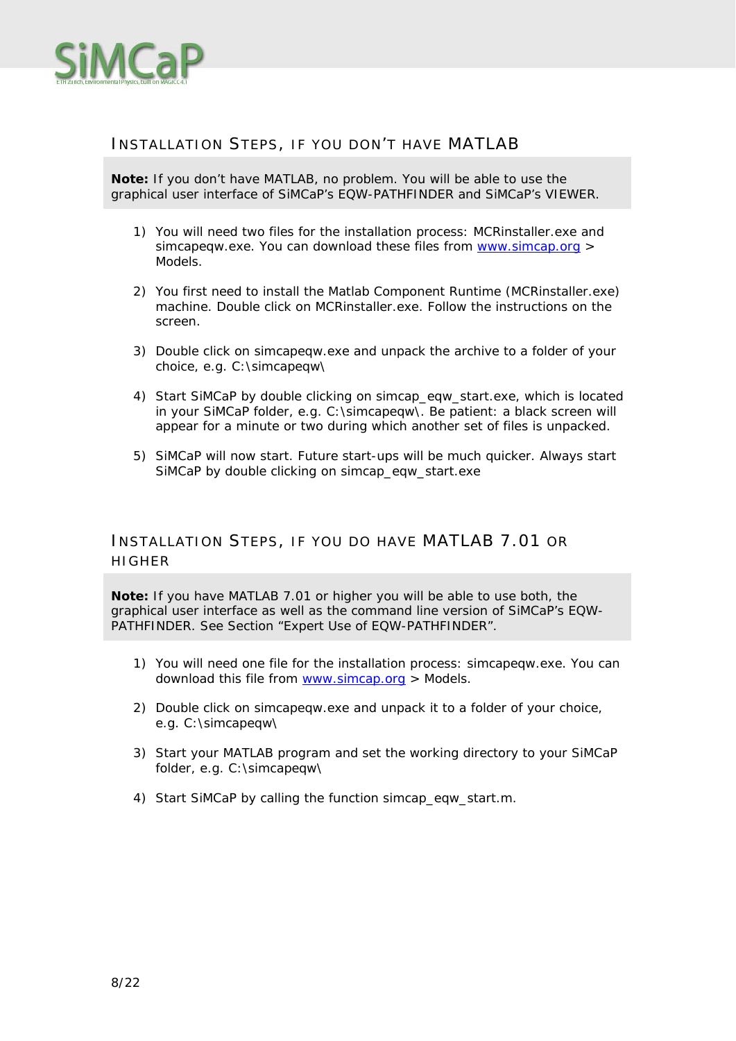## INSTALLATION STEPS, IF YOU DON'T HAVE MATLAB

**Note:** If you don't have MATLAB, no problem. You will be able to use the graphical user interface of SiMCaP's EQW-PATHFINDER and SiMCaP's VIEWER.

1) You will need two files for the installation process: MCRinstaller.exe and simcapeqw.exe. You can download these files from www.simcap.org > Models.

2) You first need to install the Matlab Component Runtime (MCRinstaller.exe) machine. Double click on MCRinstaller.exe. Follow the instructions on the screen.

3) Double click on simcapeqw.exe and unpack the archive to a folder of your choice, e.g. C:\simcapeqw\

4) Start SiMCaP by double clicking on simcap_eqw_start.exe, which is located in your SiMCaP folder, e.g. C:\simcapeqw\. Be patient: a black screen will appear for a minute or two during which another set of files is unpacked.

5) SiMCaP will now start. Future start-ups will be much quicker. Always start SiMCaP by double clicking on simcap_eqw_start.exe

## INSTALLATION STEPS, IF YOU DO HAVE MATLAB 7.01 OR HIGHER

**Note:** If you have MATLAB 7.01 or higher you will be able to use both, the graphical user interface as well as the command line version of SiMCaP's EQW-PATHFINDER. See Section "Expert Use of EQW-PATHFINDER".

1) You will need one file for the installation process: simcapeqw.exe. You can download this file from www.simcap.org > Models.

2) Double click on simcapeqw.exe and unpack it to a folder of your choice, e.g. C:\simcapeqw\

3) Start your MATLAB program and set the working directory to your SiMCaP folder, e.g. C:\simcapeqw\

4) Start SiMCaP by calling the function simcap_eqw_start.m.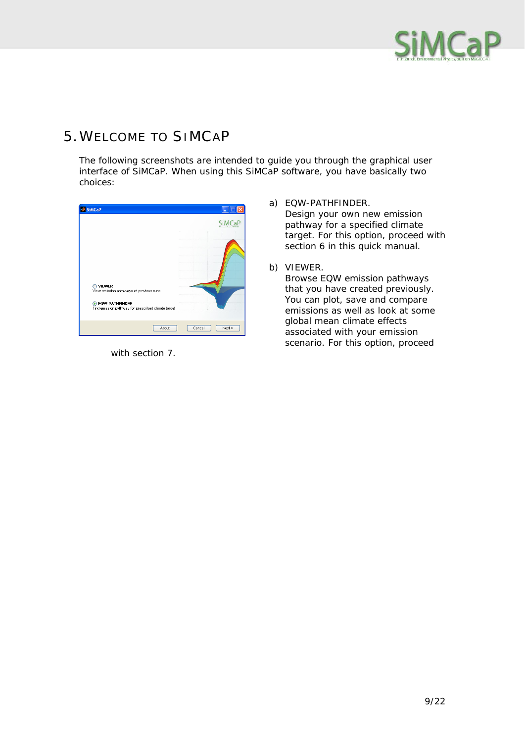# 5. Welcome to SiMCaP

The following screenshots are intended to guide you through the graphical user interface of SiMCaP. When using this SiMCaP software, you have basically two choices:

a) EQW-PATHFINDER.
   Design your own new emission pathway for a specified climate target. For this option, proceed with section 6 in this quick manual.

b) VIEWER.
   Browse EQW emission pathways that you have created previously. You can plot, save and compare emissions as well as look at some global mean climate effects associated with your emission scenario. For this option, proceed with section 7.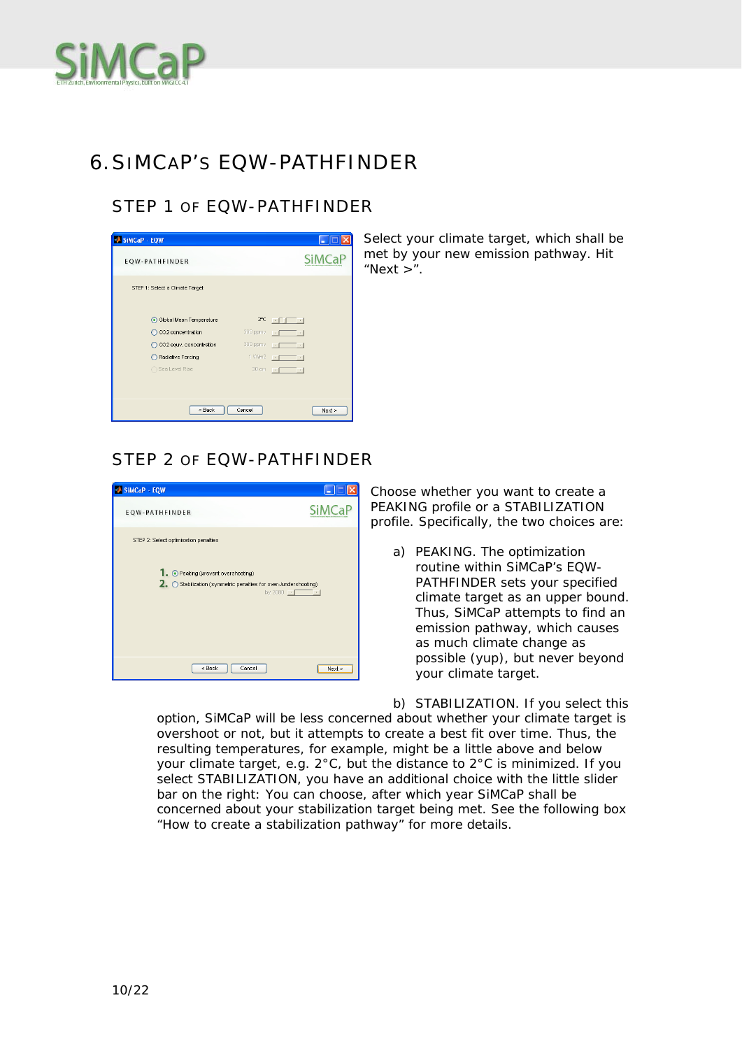# 6. SiMCaP's EQW-PATHFINDER

## STEP 1 of EQW-PATHFINDER

Select your climate target, which shall be met by your new emission pathway. Hit "Next >".

## STEP 2 of EQW-PATHFINDER

Choose whether you want to create a PEAKING profile or a STABILIZATION profile. Specifically, the two choices are:

a) PEAKING. The optimization routine within SiMCaP's EQW-PATHFINDER sets your specified climate target as an upper bound. Thus, SiMCaP attempts to find an emission pathway, which causes as much climate change as possible (yup), but never beyond your climate target.

b) STABILIZATION. If you select this option, SiMCaP will be less concerned about whether your climate target is overshoot or not, but it attempts to create a best fit over time. Thus, the resulting temperatures, for example, might be a little above and below your climate target, e.g. 2°C, but the distance to 2°C is minimized. If you select STABILIZATION, you have an additional choice with the little slider bar on the right: You can choose, after which year SiMCaP shall be concerned about your stabilization target being met. See the following box "How to create a stabilization pathway" for more details.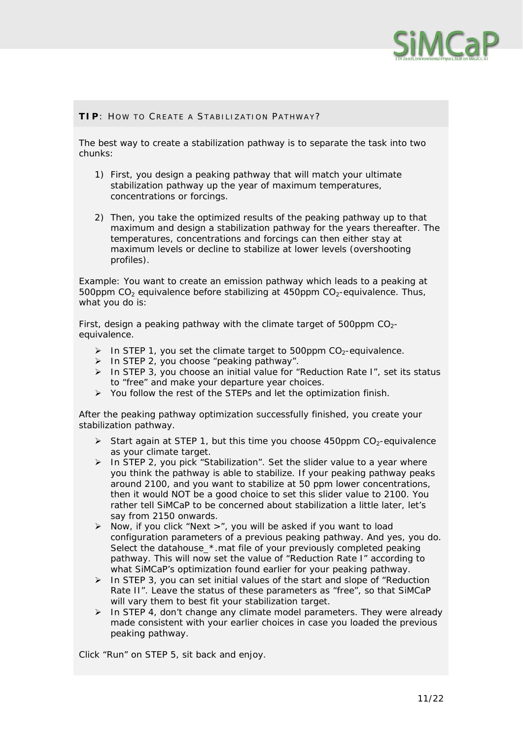**TIP**: HOW TO CREATE A STABILIZATION PATHWAY?

The best way to create a stabilization pathway is to separate the task into two chunks:

1) First, you design a peaking pathway that will match your ultimate stabilization pathway up the year of maximum temperatures, concentrations or forcings.

2) Then, you take the optimized results of the peaking pathway up to that maximum and design a stabilization pathway for the years thereafter. The temperatures, concentrations and forcings can then either stay at maximum levels or decline to stabilize at lower levels (overshooting profiles).

Example: You want to create an emission pathway which leads to a peaking at 500ppm $CO_2$ equivalence before stabilizing at 450ppm $CO_2$-equivalence. Thus, what you do is:

First, design a peaking pathway with the climate target of 500ppm $CO_2$-equivalence.

- In STEP 1, you set the climate target to 500ppm $CO_2$-equivalence.
- In STEP 2, you choose "peaking pathway".
- In STEP 3, you choose an initial value for "Reduction Rate I", set its status to "free" and make your departure year choices.
- You follow the rest of the STEPs and let the optimization finish.

After the peaking pathway optimization successfully finished, you create your stabilization pathway.

- Start again at STEP 1, but this time you choose 450ppm $CO_2$-equivalence as your climate target.
- In STEP 2, you pick "Stabilization". Set the slider value to a year where you think the pathway is able to stabilize. If your peaking pathway peaks around 2100, and you want to stabilize at 50 ppm lower concentrations, then it would NOT be a good choice to set this slider value to 2100. You rather tell SiMCaP to be concerned about stabilization a little later, let's say from 2150 onwards.
- Now, if you click "Next >", you will be asked if you want to load configuration parameters of a previous peaking pathway. And yes, you do. Select the datahouse_*.mat file of your previously completed peaking pathway. This will now set the value of "Reduction Rate I" according to what SiMCaP's optimization found earlier for your peaking pathway.
- In STEP 3, you can set initial values of the start and slope of "Reduction Rate II". Leave the status of these parameters as "free", so that SiMCaP will vary them to best fit your stabilization target.
- In STEP 4, don't change any climate model parameters. They were already made consistent with your earlier choices in case you loaded the previous peaking pathway.

Click "Run" on STEP 5, sit back and enjoy.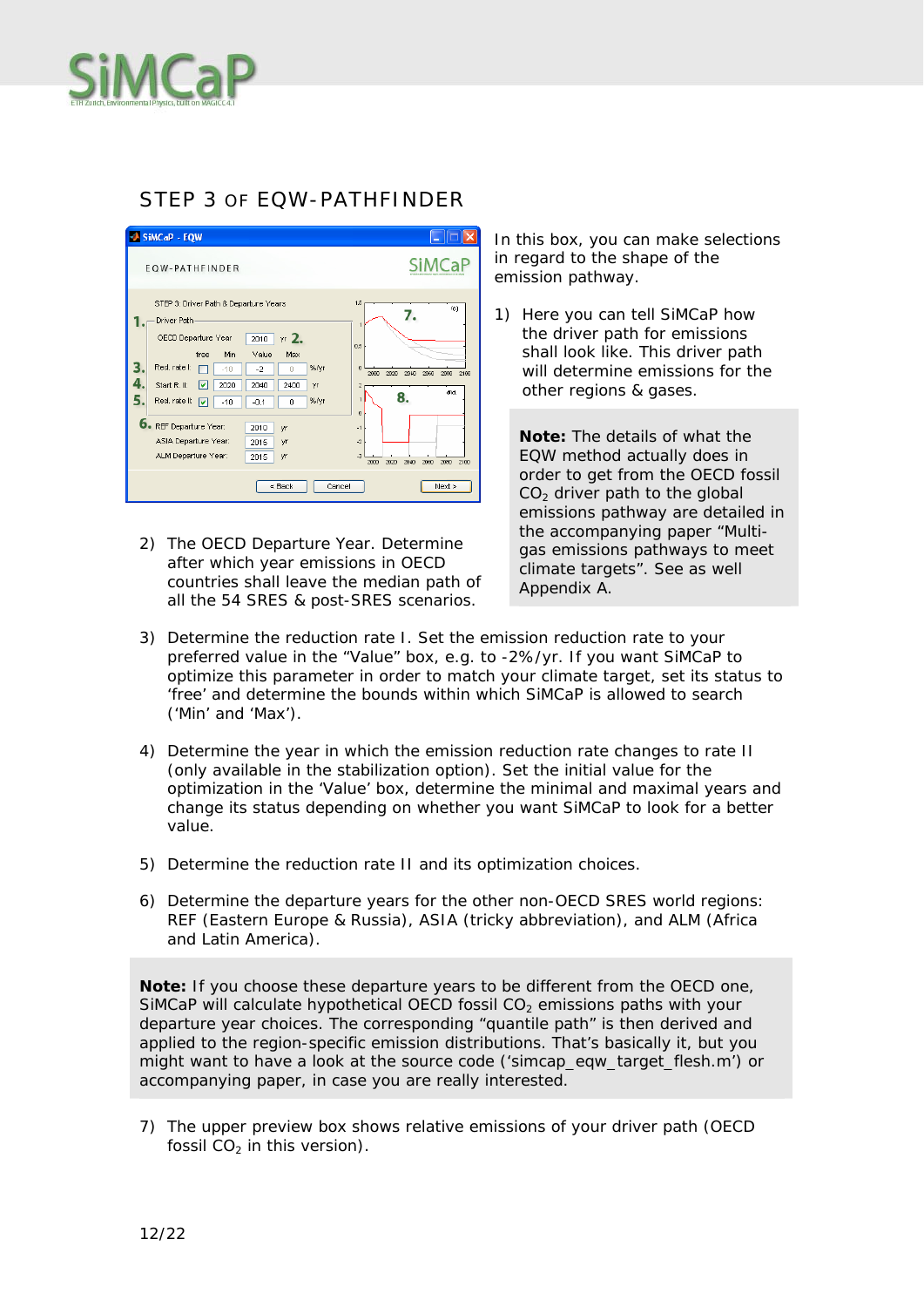## STEP 3 OF EQW-PATHFINDER

In this box, you can make selections in regard to the shape of the emission pathway.

1) Here you can tell SiMCaP how the driver path for emissions shall look like. This driver path will determine emissions for the global other regions & gases.

**Note:** The details of what the EQW method actually does in order to get from the OECD fossil $CO_2$ driver path to the global emissions pathway are detailed in the accompanying paper "Multi-gas emissions pathways to meet climate targets". See as well Appendix A.

2) The OECD Departure Year. Determine after which year emissions in OECD countries shall leave the median path of all the 54 SRES & post-SRES scenarios.

3) Determine the reduction rate I. Set the emission reduction rate to your preferred value in the "Value" box, e.g. to -2%/yr. If you want SiMCaP to optimize this parameter in order to match your climate target, set its status to 'free' and determine the bounds within which SiMCaP is allowed to search ('Min' and 'Max').

4) Determine the year in which the emission reduction rate changes to rate II (only available in the stabilization option). Set the initial value for the optimization in the 'Value' box, determine the minimal and maximal years and change its status depending on whether you want SiMCaP to look for a better value.

5) Determine the reduction rate II and its optimization choices.

6) Determine the departure years for the other non-OECD SRES world regions: REF (Eastern Europe & Russia), ASIA (tricky abbreviation), and ALM (Africa and Latin America).

**Note:** If you choose these departure years to be different from the OECD one, SiMCaP will calculate hypothetical OECD fossil $CO_2$ emissions paths with your departure year choices. The corresponding "quantile path" is then derived and applied to the region-specific emission distributions. That's basically it, but you might want to have a look at the source code ('simcap_eqw_target_flesh.m') or accompanying paper, in case you are really interested.

7) The upper preview box shows relative emissions of your driver path (OECD fossil $CO_2$ in this version).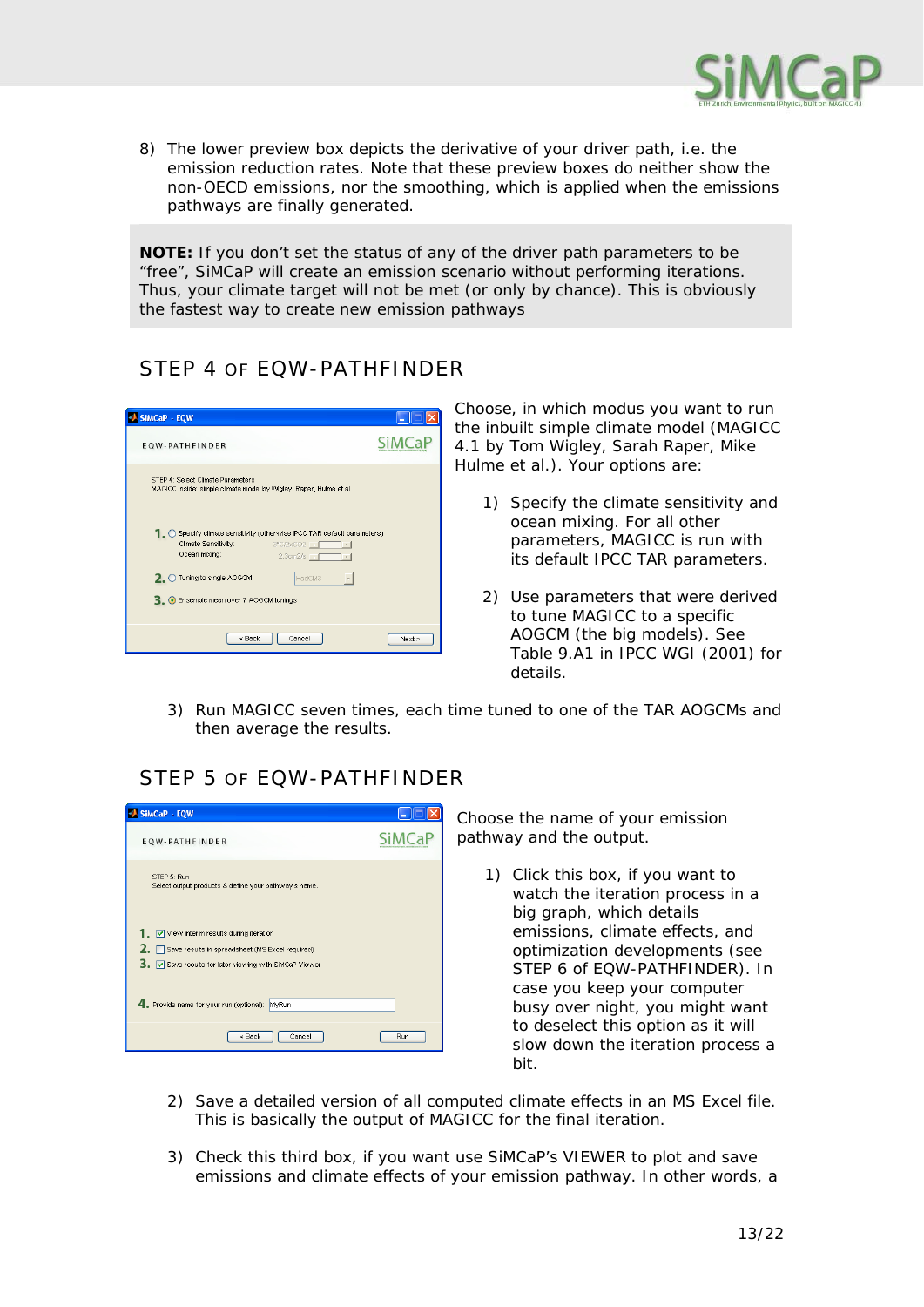8) The lower preview box depicts the derivative of your driver path, i.e. the emission reduction rates. Note that these preview boxes do neither show the non-OECD emissions, nor the smoothing, which is applied when the emissions pathways are finally generated.

**NOTE:** If you don't set the status of any of the driver path parameters to be "free", SiMCaP will create an emission scenario without performing iterations. Thus, your climate target will not be met (or only by chance). This is obviously the fastest way to create new emission pathways

## STEP 4 OF EQW-PATHFINDER

Choose, in which modus you want to run the inbuilt simple climate model (MAGICC 4.1 by Tom Wigley, Sarah Raper, Mike Hulme et al.). Your options are:

1) Specify the climate sensitivity and ocean mixing. For all other parameters, MAGICC is run with its default IPCC TAR parameters.

2) Use parameters that were derived to tune MAGICC to a specific AOGCM (the big models). See Table 9.A1 in IPCC WGI (2001) for details.

3) Run MAGICC seven times, each time tuned to one of the TAR AOGCMs and then average the results.

## STEP 5 OF EQW-PATHFINDER

Choose the name of your emission pathway and the output.

1) Click this box, if you want to watch the iteration process in a big graph, which details emissions, climate effects, and optimization developments (see STEP 6 of EQW-PATHFINDER). In case you keep your computer busy over night, you might want to deselect this option as it will slow down the iteration process a bit.

2) Save a detailed version of all computed climate effects in an MS Excel file. This is basically the output of MAGICC for the final iteration.

3) Check this third box, if you want use SiMCaP's VIEWER to plot and save emissions and climate effects of your emission pathway. In other words, a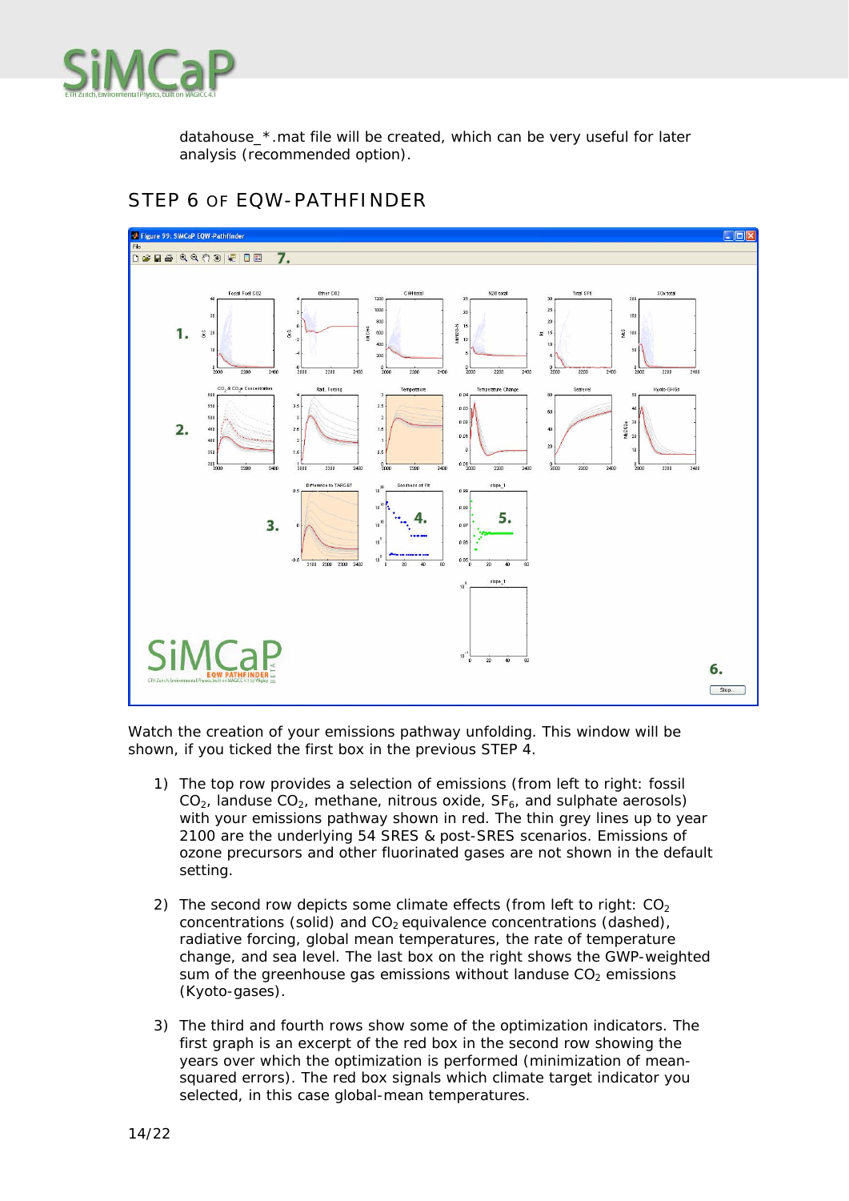datahouse_*.mat file will be created, which can be very useful for later analysis (recommended option).

## STEP 6 OF EQW-PATHFINDER

Watch the creation of your emissions pathway unfolding. This window will be shown, if you ticked the first box in the previous STEP 4.

1) The top row provides a selection of emissions (from left to right: fossil $CO_2$, landuse $CO_2$, methane, nitrous oxide, $SF_6$, and sulphate aerosols) with your emissions pathway shown in red. The thin grey lines up to year 2100 are the underlying 54 SRES & post-SRES scenarios. Emissions of ozone precursors and other fluorinated gases are not shown in the default setting.

2) The second row depicts some climate effects (from left to right: $CO_2$ concentrations (solid) and $CO_2$ equivalence concentrations (dashed), radiative forcing, global mean temperatures, the rate of temperature change, and sea level. The last box on the right shows the GWP-weighted sum of the greenhouse gas emissions without landuse $CO_2$ emissions (Kyoto-gases).

3) The third and fourth rows show some of the optimization indicators. The first graph is an excerpt of the red box in the second row showing the years over which the optimization is performed (minimization of mean-squared errors). The red box signals which climate target indicator you selected, in this case global-mean temperatures.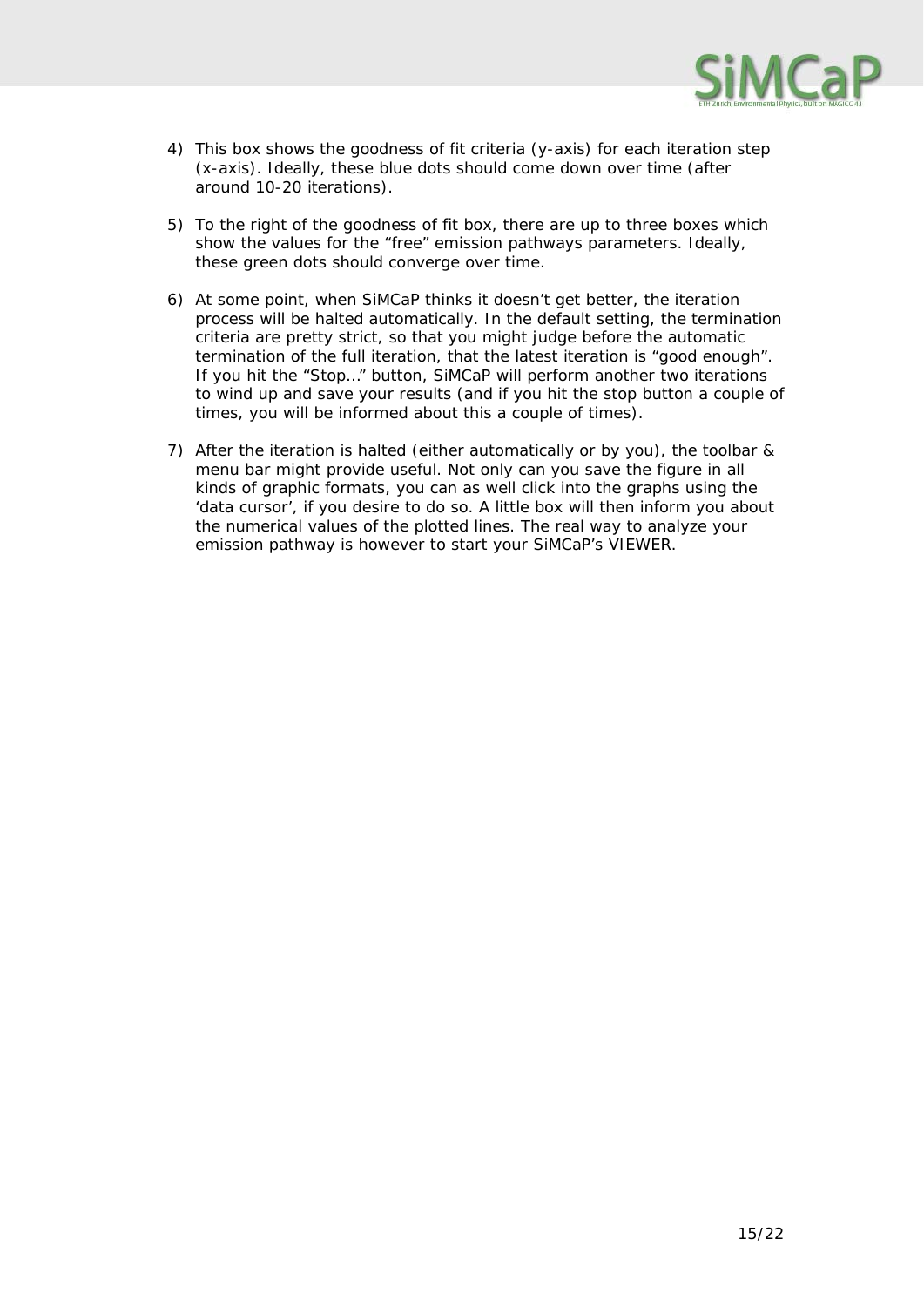4) This box shows the goodness of fit criteria (y-axis) for each iteration step (x-axis). Ideally, these blue dots should come down over time (after around 10-20 iterations).

5) To the right of the goodness of fit box, there are up to three boxes which show the values for the "free" emission pathways parameters. Ideally, these green dots should converge over time.

6) At some point, when SiMCaP thinks it doesn't get better, the iteration process will be halted automatically. In the default setting, the termination criteria are pretty strict, so that you might judge before the automatic termination of the full iteration, that the latest iteration is "good enough". If you hit the "Stop..." button, SiMCaP will perform another two iterations to wind up and save your results (and if you hit the stop button a couple of times, you will be informed about this a couple of times).

7) After the iteration is halted (either automatically or by you), the toolbar & menu bar might provide useful. Not only can you save the figure in all kinds of graphic formats, you can as well click into the graphs using the 'data cursor', if you desire to do so. A little box will then inform you about the numerical values of the plotted lines. The real way to analyze your emission pathway is however to start your SiMCaP's VIEWER.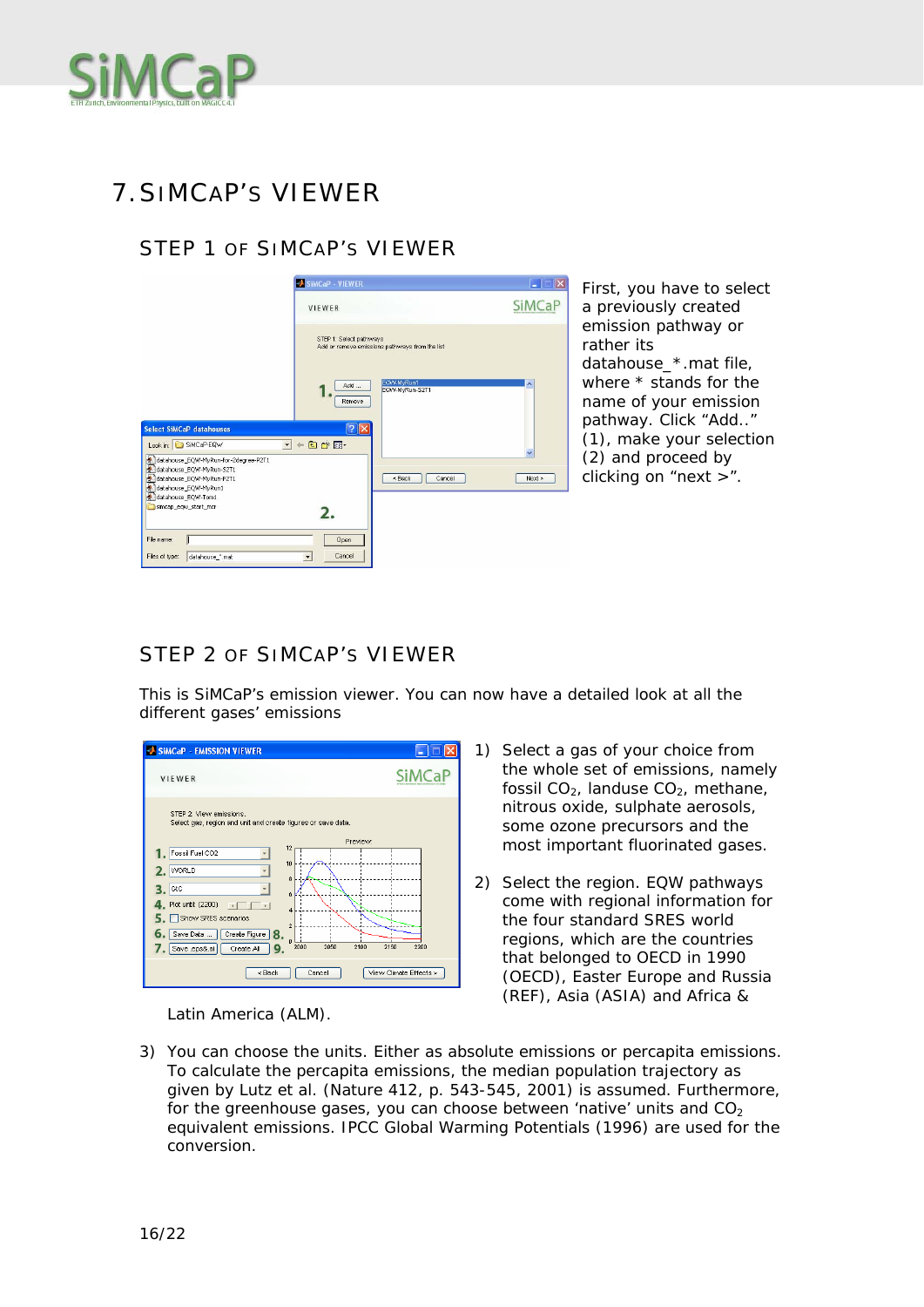# 7. SIMCAP'S VIEWER

## STEP 1 OF SIMCAP'S VIEWER

First, you have to select a previously created emission pathway or rather its datahouse_*.mat file, where * stands for the name of your emission pathway. Click "Add.." (1), make your selection (2) and proceed by clicking on "next >".

## STEP 2 OF SIMCAP'S VIEWER

This is SiMCaP's emission viewer. You can now have a detailed look at all the different gases' emissions

1) Select a gas of your choice from the whole set of emissions, namely fossil $CO_2$, landuse $CO_2$, methane, nitrous oxide, sulphate aerosols, some ozone precursors and the most important fluorinated gases.

2) Select the region. EQW pathways come with regional information for the four standard SRES world regions, which are the countries that belonged to OECD in 1990 (OECD), Easter Europe and Russia (REF), Asia (ASIA) and Africa & Latin America (ALM).

3) You can choose the units. Either as absolute emissions or percapita emissions. To calculate the percapita emissions, the median population trajectory as given by Lutz et al. (Nature 412, p. 543-545, 2001) is assumed. Furthermore, for the greenhouse gases, you can choose between 'native' units and $CO_2$ equivalent emissions. IPCC Global Warming Potentials (1996) are used for the conversion.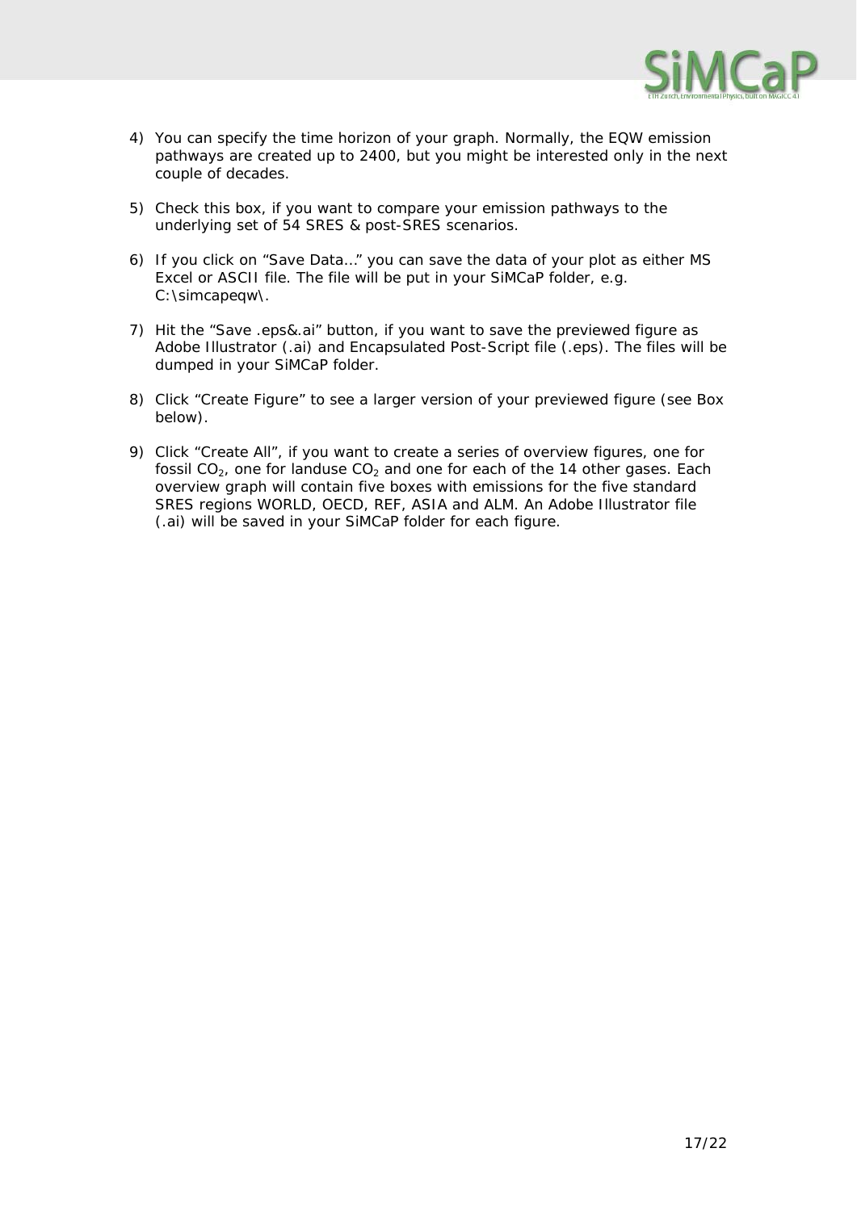4) You can specify the time horizon of your graph. Normally, the EQW emission pathways are created up to 2400, but you might be interested only in the next couple of decades.

5) Check this box, if you want to compare your emission pathways to the underlying set of 54 SRES & post-SRES scenarios.

6) If you click on "Save Data…" you can save the data of your plot as either MS Excel or ASCII file. The file will be put in your SiMCaP folder, e.g. C:\simcapeqw\.

7) Hit the "Save .eps&.ai" button, if you want to save the previewed figure as Adobe Illustrator (.ai) and Encapsulated Post-Script file (.eps). The files will be dumped in your SiMCaP folder.

8) Click "Create Figure" to see a larger version of your previewed figure (see Box below).

9) Click "Create All", if you want to create a series of overview figures, one for fossil $CO_2$, one for landuse $CO_2$ and one for each of the 14 other gases. Each overview graph will contain five boxes with emissions for the five standard SRES regions WORLD, OECD, REF, ASIA and ALM. An Adobe Illustrator file (.ai) will be saved in your SiMCaP folder for each figure.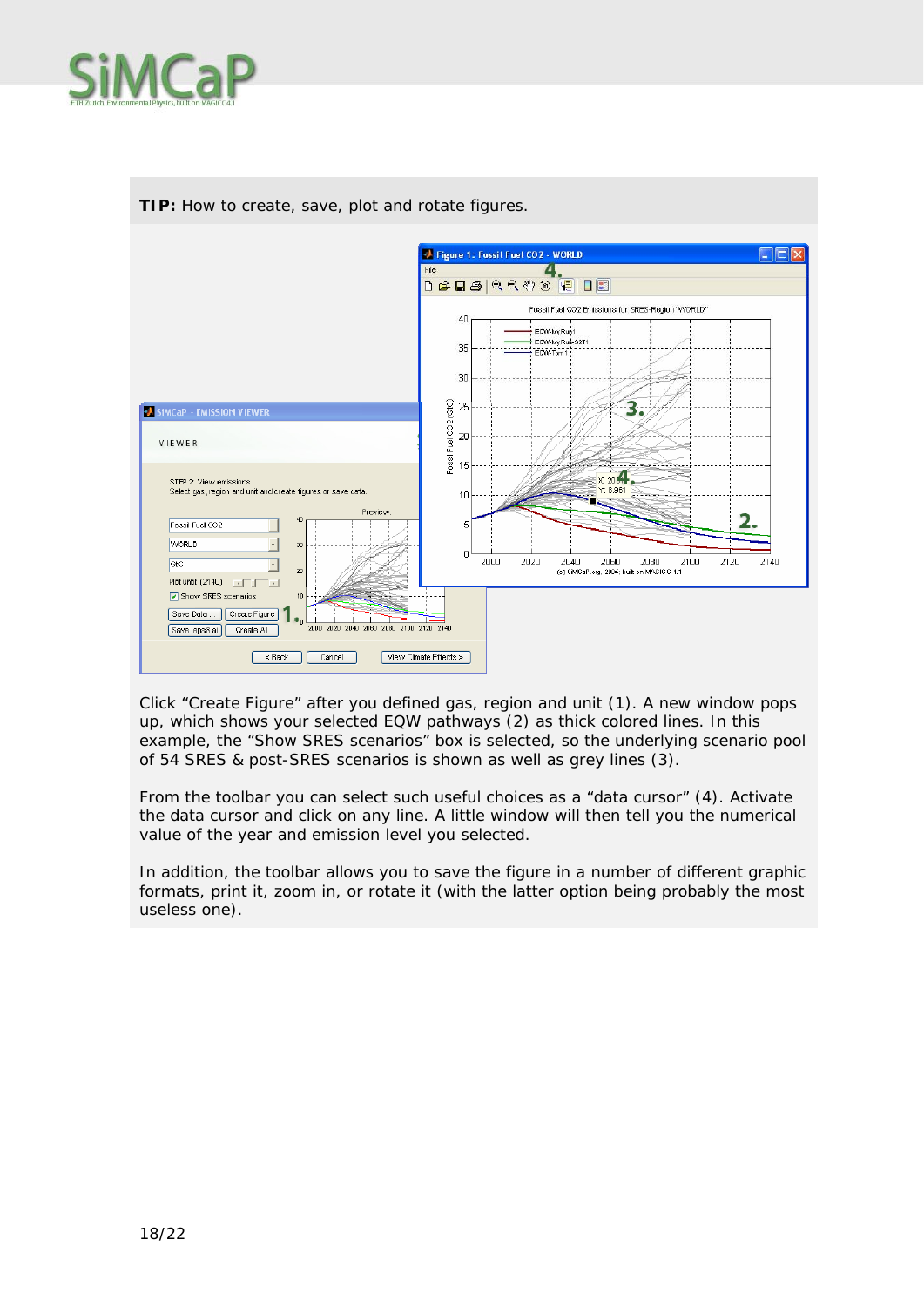**TIP:** How to create, save, plot and rotate figures.

Click “Create Figure” after you defined gas, region and unit (1). A new window pops up, which shows your selected EQW pathways (2) as thick colored lines. In this example, the “Show SRES scenarios” box is selected, so the underlying scenario pool of 54 SRES & post-SRES scenarios is shown as well as grey lines (3).

From the toolbar you can select such useful choices as a “data cursor” (4). Activate the data cursor and click on any line. A little window will then tell you the numerical value of the year and emission level you selected.

In addition, the toolbar allows you to save the figure in a number of different graphic formats, print it, zoom in, or rotate it (with the latter option being probably the most useless one).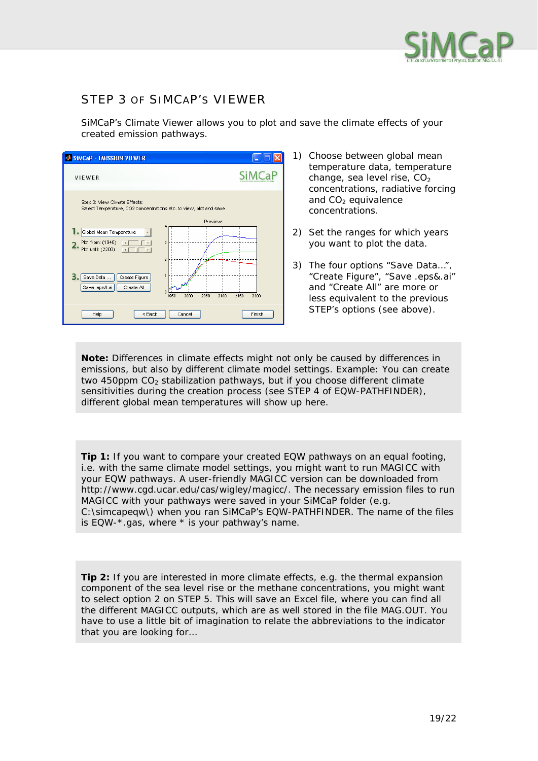## STEP 3 OF SIMCAP'S VIEWER

SiMCaP's Climate Viewer allows you to plot and save the climate effects of your created emission pathways.

1) Choose between global mean temperature data, temperature change, sea level rise, $CO_2$ concentrations, radiative forcing and $CO_2$ equivalence concentrations.

2) Set the ranges for which years you want to plot the data.

3) The four options "Save Data…", "Create Figure", "Save .eps&.ai" and "Create All" are more or less equivalent to the previous STEP's options (see above).

**Note:** Differences in climate effects might not only be caused by differences in emissions, but also by different climate model settings. Example: You can create two 450ppm $CO_2$ stabilization pathways, but if you choose different climate sensitivities during the creation process (see STEP 4 of EQW-PATHFINDER), different global mean temperatures will show up here.

**Tip 1:** If you want to compare your created EQW pathways on an equal footing, i.e. with the same climate model settings, you might want to run MAGICC with your EQW pathways. A user-friendly MAGICC version can be downloaded from http://www.cgd.ucar.edu/cas/wigley/magicc/. The necessary emission files to run MAGICC with your pathways were saved in your SiMCaP folder (e.g. C:\simcapeqw\) when you ran SiMCaP's EQW-PATHFINDER. The name of the files is EQW-*.gas, where * is your pathway's name.

**Tip 2:** If you are interested in more climate effects, e.g. the thermal expansion component of the sea level rise or the methane concentrations, you might want to select option 2 on STEP 5. This will save an Excel file, where you can find all the different MAGICC outputs, which are as well stored in the file MAG.OUT. You have to use a little bit of imagination to relate the abbreviations to the indicator that you are looking for…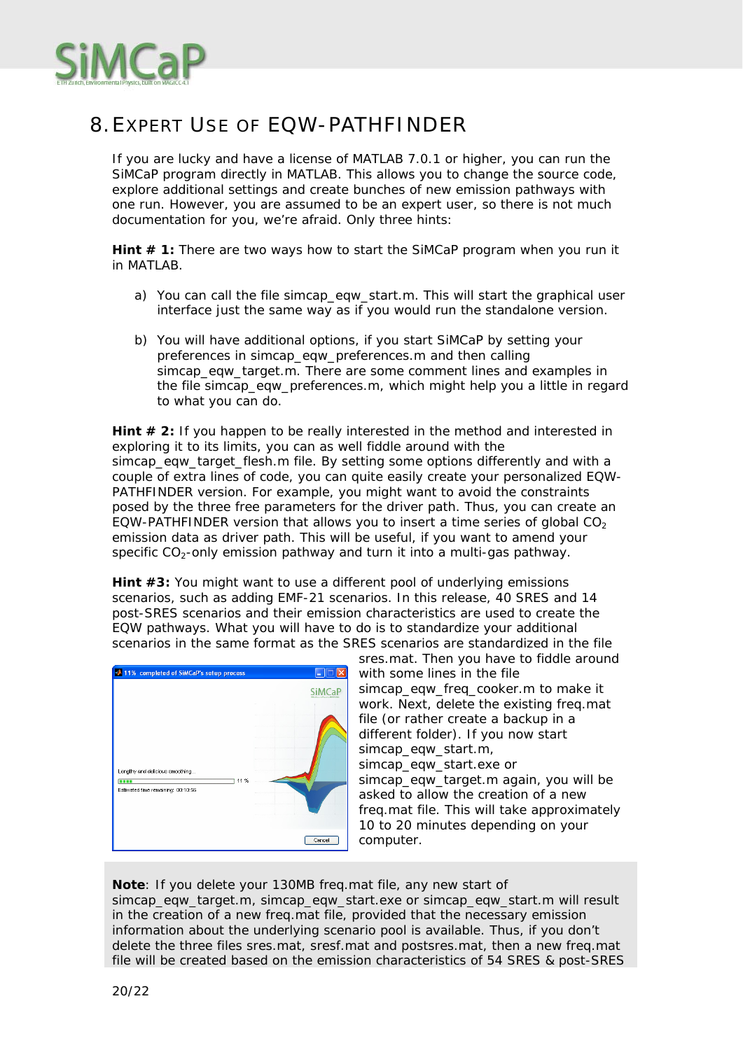# 8. EXPERT USE OF EQW-PATHFINDER

If you are lucky and have a license of MATLAB 7.0.1 or higher, you can run the SiMCaP program directly in MATLAB. This allows you to change the source code, explore additional settings and create bunches of new emission pathways with one run. However, you are assumed to be an expert user, so there is not much documentation for you, we're afraid. Only three hints:

**Hint # 1:** There are two ways how to start the SiMCaP program when you run it in MATLAB.

a) You can call the file simcap_eqw_start.m. This will start the graphical user interface just the same way as if you would run the standalone version.

b) You will have additional options, if you start SiMCaP by setting your preferences in simcap_eqw_preferences.m and then calling simcap_eqw_target.m. There are some comment lines and examples in the file simcap_eqw_preferences.m, which might help you a little in regard to what you can do.

**Hint # 2:** If you happen to be really interested in the method and interested in exploring it to its limits, you can as well fiddle around with the simcap_eqw_target_flesh.m file. By setting some options differently and with a couple of extra lines of code, you can quite easily create your personalized EQW-PATHFINDER version. For example, you might want to avoid the constraints posed by the three free parameters for the driver path. Thus, you can create an EQW-PATHFINDER version that allows you to insert a time series of global $CO_2$ emission data as driver path. This will be useful, if you want to amend your specific $CO_2$-only emission pathway and turn it into a multi-gas pathway.

**Hint #3:** You might want to use a different pool of underlying emissions scenarios, such as adding EMF-21 scenarios. In this release, 40 SRES and 14 post-SRES scenarios and their emission characteristics are used to create the EQW pathways. What you will have to do is to standardize your additional scenarios in the same format as the SRES scenarios are standardized in the file sres.mat. Then you have to fiddle around with some lines in the file simcap_eqw_freq_cooker.m to make it work. Next, delete the existing freq.mat file (or rather create a backup in a different folder). If you now start simcap_eqw_start.m, simcap_eqw_start.exe or simcap_eqw_target.m again, you will be asked to allow the creation of a new freq.mat file. This will take approximately 10 to 20 minutes depending on your computer.

**Note**: If you delete your 130MB freq.mat file, any new start of simcap_eqw_target.m, simcap_eqw_start.exe or simcap_eqw_start.m will result in the creation of a new freq.mat file, provided that the necessary emission information about the underlying scenario pool is available. Thus, if you don't delete the three files sres.mat, sresf.mat and postsres.mat, then a new freq.mat file will be created based on the emission characteristics of 54 SRES & post-SRES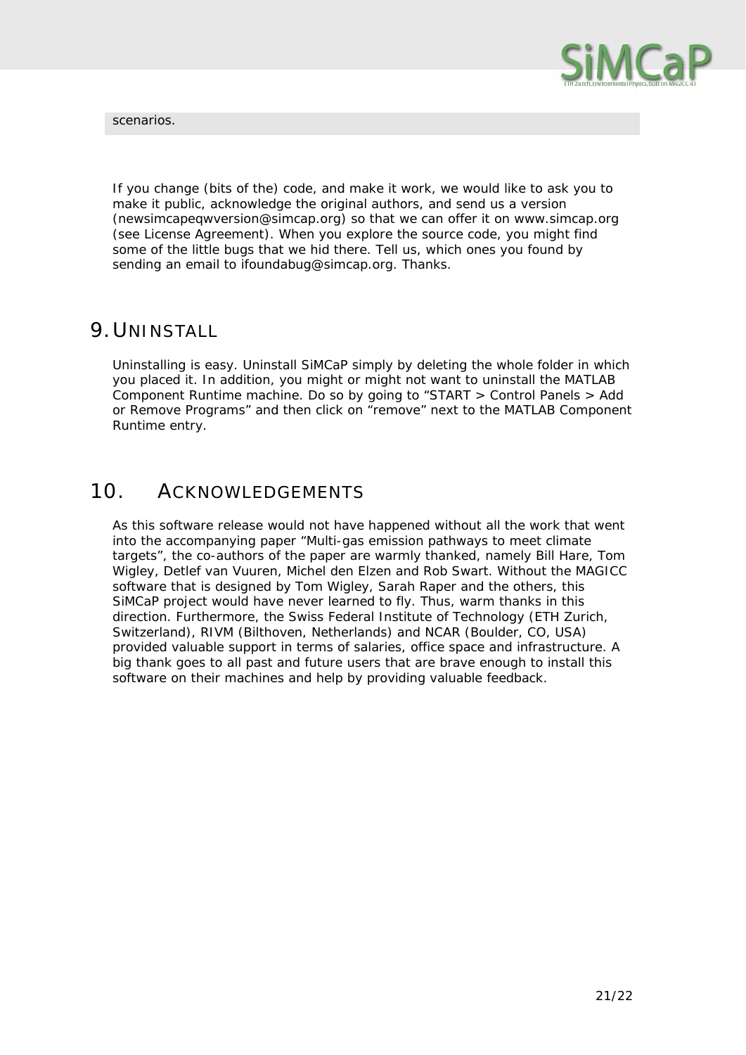scenarios.

If you change (bits of the) code, and make it work, we would like to ask you to make it public, acknowledge the original authors, and send us a version (newsimcapeqwversion@simcap.org) so that we can offer it on www.simcap.org (see License Agreement). When you explore the source code, you might find some of the little bugs that we hid there. Tell us, which ones you found by sending an email to ifoundabug@simcap.org. Thanks.

# 9. UNINSTALL

Uninstalling is easy. Uninstall SiMCaP simply by deleting the whole folder in which you placed it. In addition, you might or might not want to uninstall the MATLAB Component Runtime machine. Do so by going to "START > Control Panels > Add or Remove Programs" and then click on "remove" next to the MATLAB Component Runtime entry.

# 10. ACKNOWLEDGEMENTS

As this software release would not have happened without all the work that went into the accompanying paper "Multi-gas emission pathways to meet climate targets", the co-authors of the paper are warmly thanked, namely Bill Hare, Tom Wigley, Detlef van Vuuren, Michel den Elzen and Rob Swart. Without the MAGICC software that is designed by Tom Wigley, Sarah Raper and the others, this SiMCaP project would have never learned to fly. Thus, warm thanks in this direction. Furthermore, the Swiss Federal Institute of Technology (ETH Zurich, Switzerland), RIVM (Bilthoven, Netherlands) and NCAR (Boulder, CO, USA) provided valuable support in terms of salaries, office space and infrastructure. A big thank goes to all past and future users that are brave enough to install this software on their machines and help by providing valuable feedback.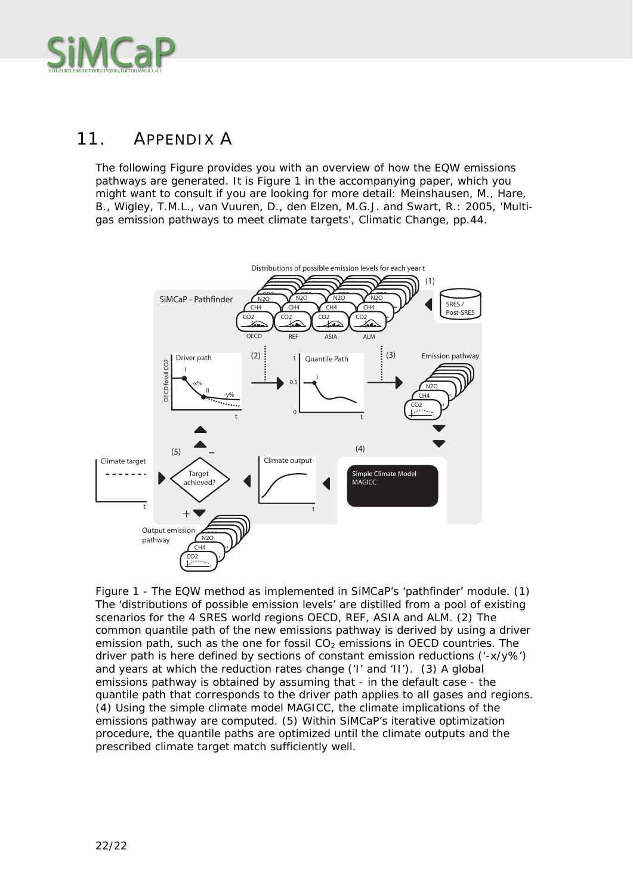# 11. APPENDIX A

The following Figure provides you with an overview of how the EQW emissions pathways are generated. It is Figure 1 in the accompanying paper, which you might want to consult if you are looking for more detail: Meinshausen, M., Hare, B., Wigley, T.M.L., van Vuuren, D., den Elzen, M.G.J. and Swart, R.: 2005, 'Multi-gas emission pathways to meet climate targets', Climatic Change, pp.44.

Distributions of possible emission levels for each year t
(1)
SiMCaP - Pathfinder
N2O
CH4
CO2
OECD
REF
ASIA
ALM
SRES / Post-SRES
Driver path
OECD fossil CO2
I
-x%
II
-y%
t
(2)
Quantile Path
1
0.5
0
I
t
(3)
Emission pathway
N2O
CH4
CO2
(4)
Simple Climate Model MAGICC
Climate output
t
(5)
Climate target
t
Target achieved?
–
+
Output emission pathway
N2O
CH4
CO2

Figure 1 - The EQW method as implemented in SiMCaP's 'pathfinder' module. (1) The 'distributions of possible emission levels' are distilled from a pool of existing scenarios for the 4 SRES world regions OECD, REF, ASIA and ALM. (2) The common quantile path of the new emissions pathway is derived by using a driver emission path, such as the one for fossil $CO_2$ emissions in OECD countries. The driver path is here defined by sections of constant emission reductions ('-x/y%') and years at which the reduction rates change ('I' and 'II'). (3) A global emissions pathway is obtained by assuming that - in the default case - the quantile path that corresponds to the driver path applies to all gases and regions. (4) Using the simple climate model MAGICC, the climate implications of the emissions pathway are computed. (5) Within SiMCaP's iterative optimization procedure, the quantile paths are optimized until the climate outputs and the prescribed climate target match sufficiently well.